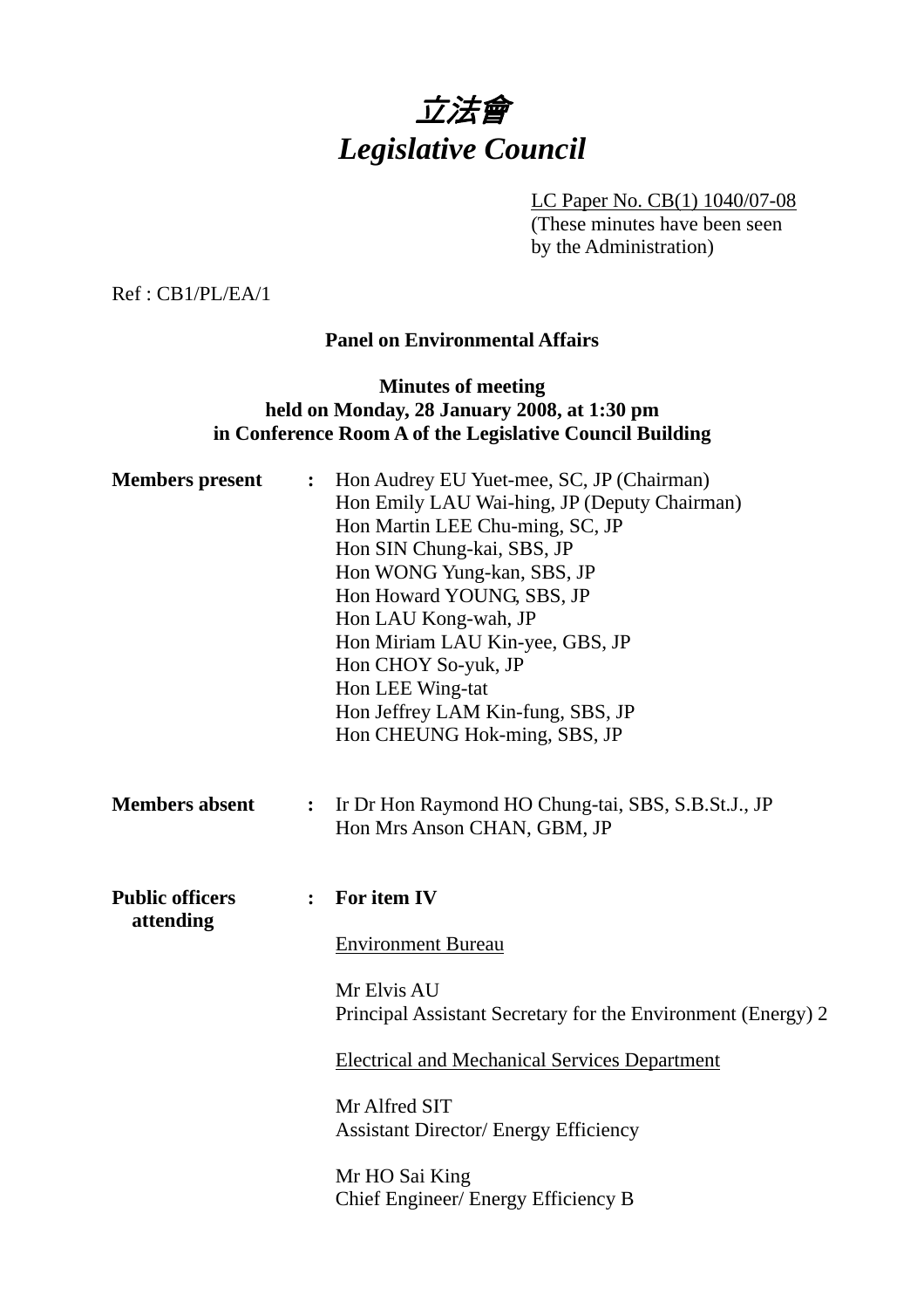# 立法會
# *Legislative Council*

LC Paper No. CB(1) 1040/07-08
(These minutes have been seen by the Administration)

Ref : CB1/PL/EA/1

**Panel on Environmental Affairs**

**Minutes of meeting**
**held on Monday, 28 January 2008, at 1:30 pm**
**in Conference Room A of the Legislative Council Building**

**Members present** : Hon Audrey EU Yuet-mee, SC, JP (Chairman)
Hon Emily LAU Wai-hing, JP (Deputy Chairman)
Hon Martin LEE Chu-ming, SC, JP
Hon SIN Chung-kai, SBS, JP
Hon WONG Yung-kan, SBS, JP
Hon Howard YOUNG, SBS, JP
Hon LAU Kong-wah, JP
Hon Miriam LAU Kin-yee, GBS, JP
Hon CHOY So-yuk, JP
Hon LEE Wing-tat
Hon Jeffrey LAM Kin-fung, SBS, JP
Hon CHEUNG Hok-ming, SBS, JP

**Members absent** : Ir Dr Hon Raymond HO Chung-tai, SBS, S.B.St.J., JP
Hon Mrs Anson CHAN, GBM, JP

**Public officers attending** : **For item IV**

Environment Bureau

Mr Elvis AU
Principal Assistant Secretary for the Environment (Energy) 2

Electrical and Mechanical Services Department

Mr Alfred SIT
Assistant Director/ Energy Efficiency

Mr HO Sai King
Chief Engineer/ Energy Efficiency B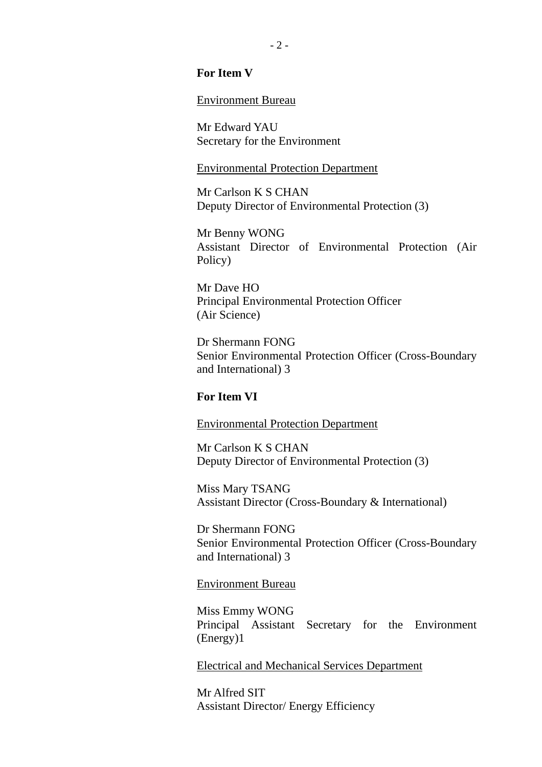**For Item V**

Environment Bureau

Mr Edward YAU
Secretary for the Environment

Environmental Protection Department

Mr Carlson K S CHAN
Deputy Director of Environmental Protection (3)

Mr Benny WONG
Assistant Director of Environmental Protection (Air Policy)

Mr Dave HO
Principal Environmental Protection Officer
(Air Science)

Dr Shermann FONG
Senior Environmental Protection Officer (Cross-Boundary and International) 3

**For Item VI**

Environmental Protection Department

Mr Carlson K S CHAN
Deputy Director of Environmental Protection (3)

Miss Mary TSANG
Assistant Director (Cross-Boundary & International)

Dr Shermann FONG
Senior Environmental Protection Officer (Cross-Boundary and International) 3

Environment Bureau

Miss Emmy WONG
Principal Assistant Secretary for the Environment (Energy)1

Electrical and Mechanical Services Department

Mr Alfred SIT
Assistant Director/ Energy Efficiency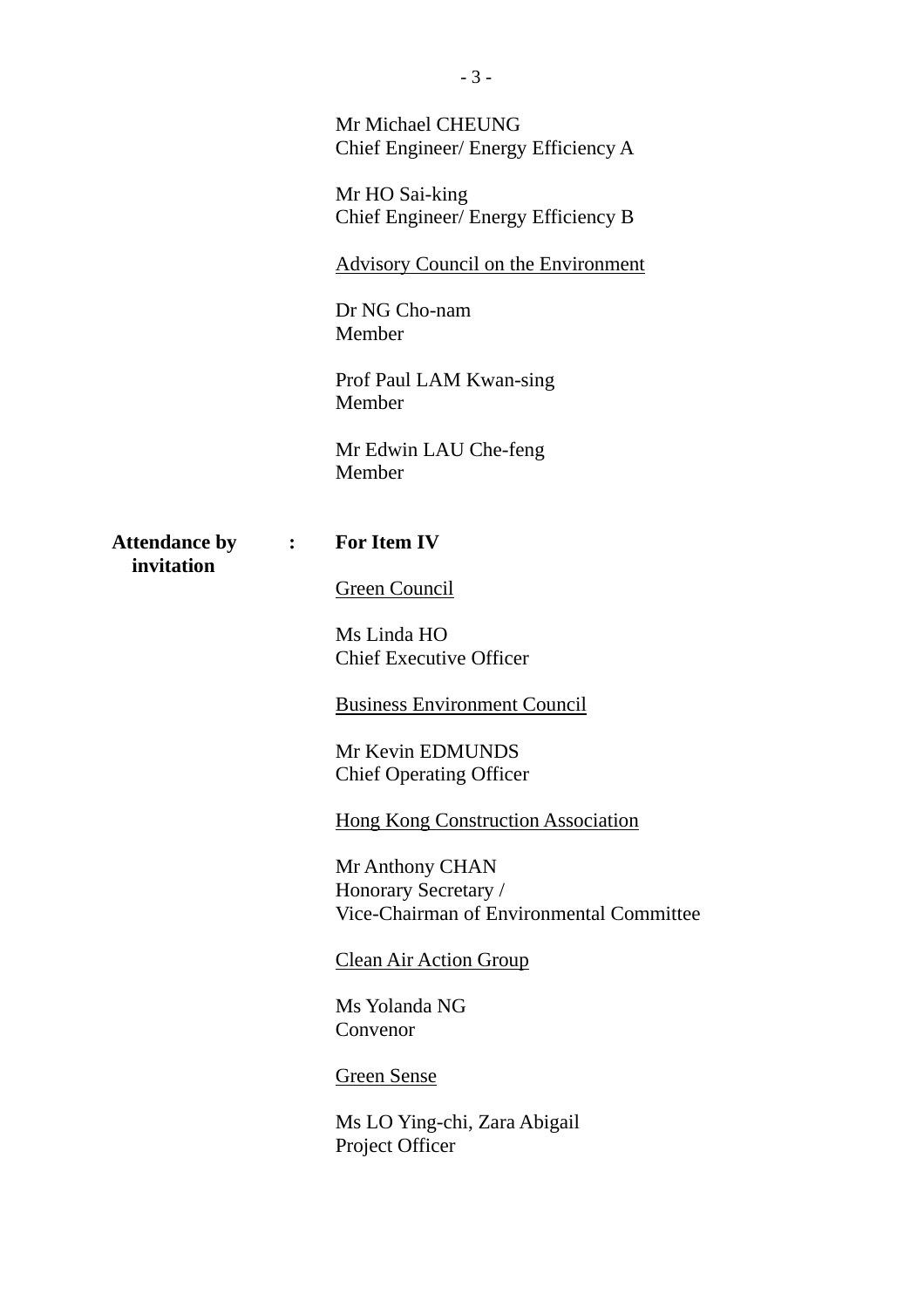Mr Michael CHEUNG
Chief Engineer/ Energy Efficiency A

Mr HO Sai-king
Chief Engineer/ Energy Efficiency B

<u>Advisory Council on the Environment</u>

Dr NG Cho-nam
Member

Prof Paul LAM Kwan-sing
Member

Mr Edwin LAU Che-feng
Member

**Attendance by invitation** : **For Item IV**

<u>Green Council</u>

Ms Linda HO
Chief Executive Officer

<u>Business Environment Council</u>

Mr Kevin EDMUNDS
Chief Operating Officer

<u>Hong Kong Construction Association</u>

Mr Anthony CHAN
Honorary Secretary /
Vice-Chairman of Environmental Committee

<u>Clean Air Action Group</u>

Ms Yolanda NG
Convenor

<u>Green Sense</u>

Ms LO Ying-chi, Zara Abigail
Project Officer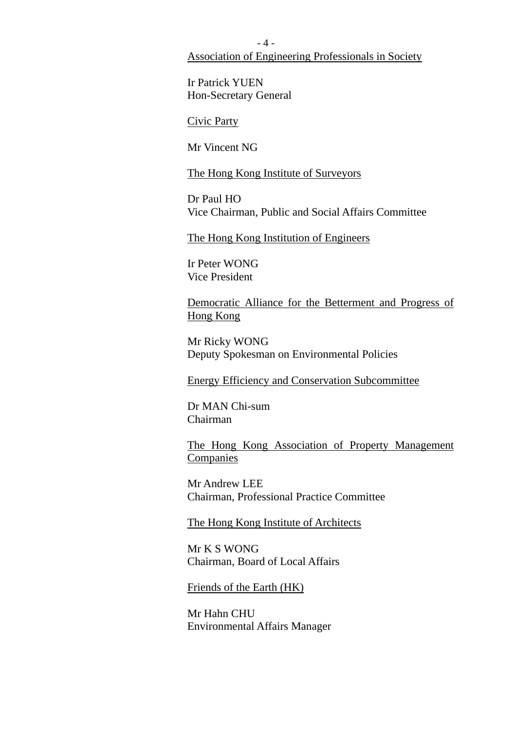Association of Engineering Professionals in Society

Ir Patrick YUEN
Hon-Secretary General

Civic Party

Mr Vincent NG

The Hong Kong Institute of Surveyors

Dr Paul HO
Vice Chairman, Public and Social Affairs Committee

The Hong Kong Institution of Engineers

Ir Peter WONG
Vice President

Democratic Alliance for the Betterment and Progress of Hong Kong

Mr Ricky WONG
Deputy Spokesman on Environmental Policies

Energy Efficiency and Conservation Subcommittee

Dr MAN Chi-sum
Chairman

The Hong Kong Association of Property Management Companies

Mr Andrew LEE
Chairman, Professional Practice Committee

The Hong Kong Institute of Architects

Mr K S WONG
Chairman, Board of Local Affairs

Friends of the Earth (HK)

Mr Hahn CHU
Environmental Affairs Manager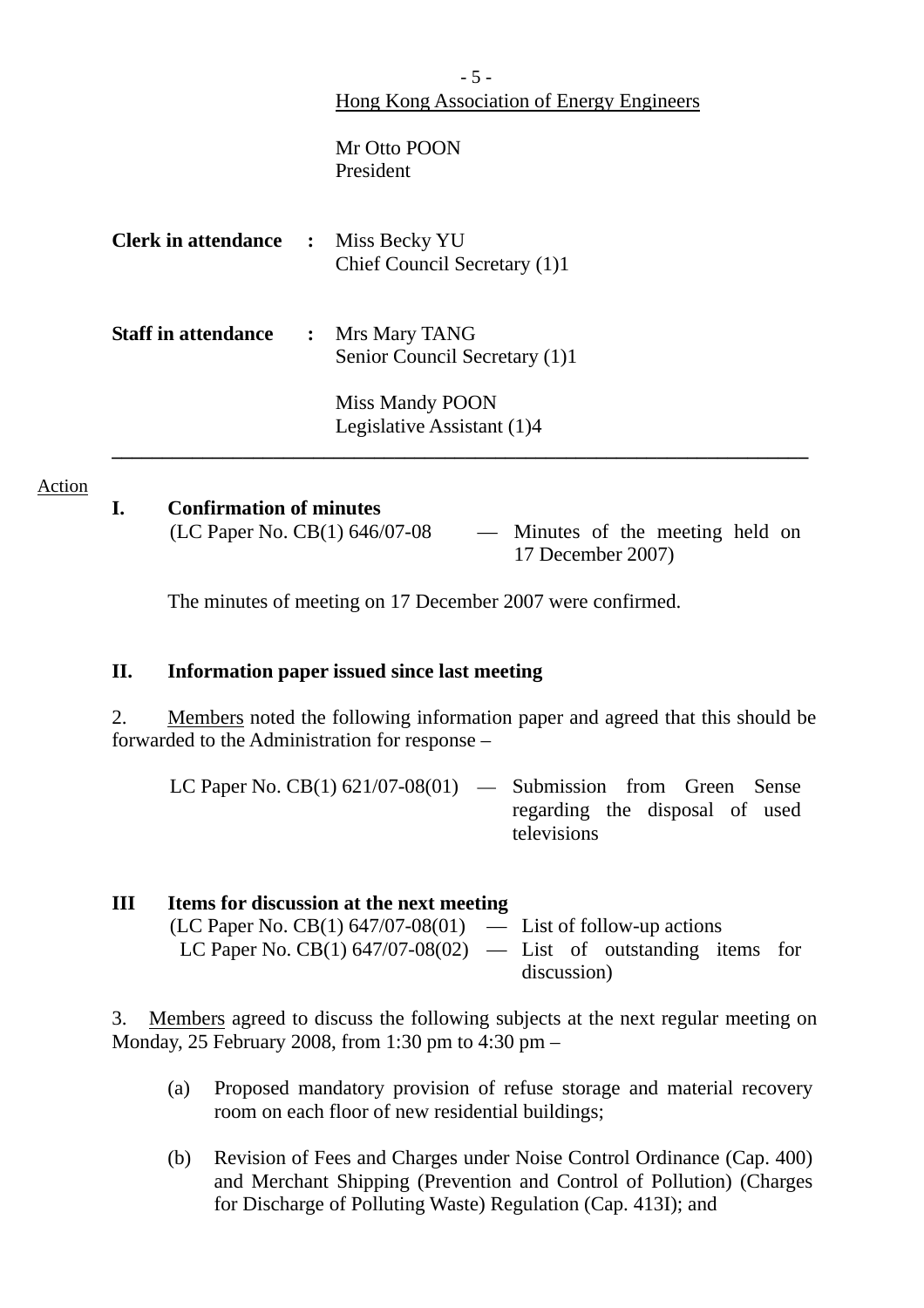Hong Kong Association of Energy Engineers

Mr Otto POON
President

**Clerk in attendance** : Miss Becky YU
Chief Council Secretary (1)1

**Staff in attendance** : Mrs Mary TANG
Senior Council Secretary (1)1

Miss Mandy POON
Legislative Assistant (1)4

---

Action

**I. Confirmation of minutes**

(LC Paper No. CB(1) 646/07-08 — Minutes of the meeting held on 17 December 2007)

The minutes of meeting on 17 December 2007 were confirmed.

**II. Information paper issued since last meeting**

2. Members noted the following information paper and agreed that this should be forwarded to the Administration for response –

LC Paper No. CB(1) 621/07-08(01) — Submission from Green Sense regarding the disposal of used televisions

**III Items for discussion at the next meeting**

(LC Paper No. CB(1) 647/07-08(01) — List of follow-up actions
LC Paper No. CB(1) 647/07-08(02) — List of outstanding items for discussion)

3. Members agreed to discuss the following subjects at the next regular meeting on Monday, 25 February 2008, from 1:30 pm to 4:30 pm –

(a) Proposed mandatory provision of refuse storage and material recovery room on each floor of new residential buildings;

(b) Revision of Fees and Charges under Noise Control Ordinance (Cap. 400) and Merchant Shipping (Prevention and Control of Pollution) (Charges for Discharge of Polluting Waste) Regulation (Cap. 413I); and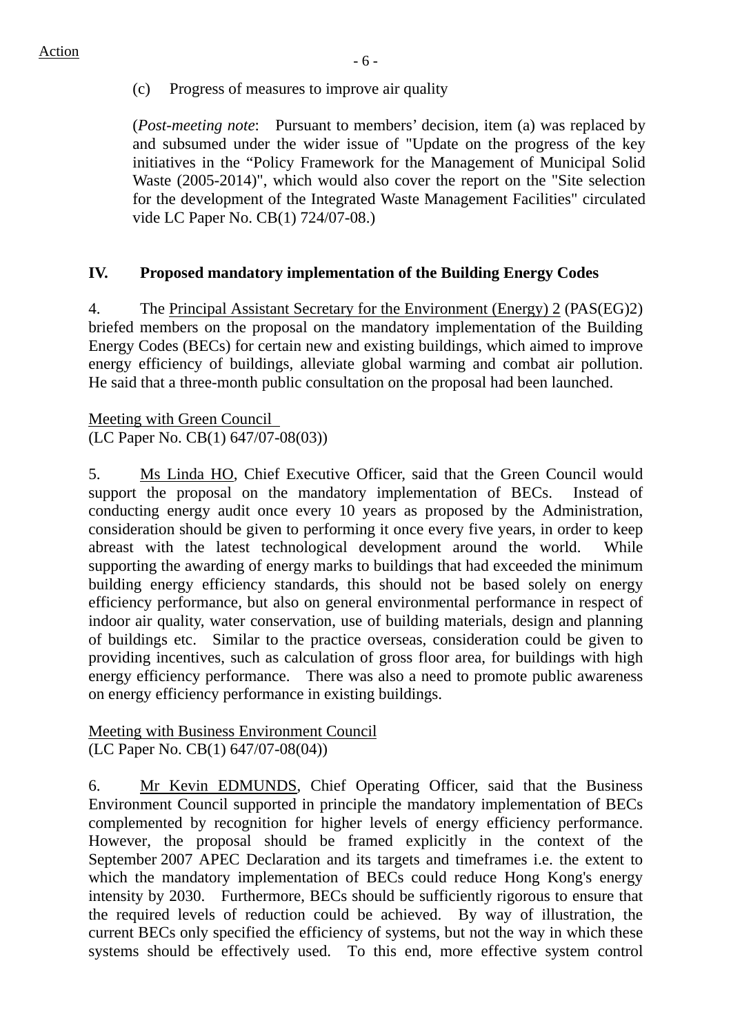Action

(c) Progress of measures to improve air quality

(*Post-meeting note*: Pursuant to members' decision, item (a) was replaced by and subsumed under the wider issue of "Update on the progress of the key initiatives in the "Policy Framework for the Management of Municipal Solid Waste (2005-2014)", which would also cover the report on the "Site selection for the development of the Integrated Waste Management Facilities" circulated vide LC Paper No. CB(1) 724/07-08.)

**IV. Proposed mandatory implementation of the Building Energy Codes**

4. The Principal Assistant Secretary for the Environment (Energy) 2 (PAS(EG)2) briefed members on the proposal on the mandatory implementation of the Building Energy Codes (BECs) for certain new and existing buildings, which aimed to improve energy efficiency of buildings, alleviate global warming and combat air pollution. He said that a three-month public consultation on the proposal had been launched.

Meeting with Green Council
(LC Paper No. CB(1) 647/07-08(03))

5. Ms Linda HO, Chief Executive Officer, said that the Green Council would support the proposal on the mandatory implementation of BECs. Instead of conducting energy audit once every 10 years as proposed by the Administration, consideration should be given to performing it once every five years, in order to keep abreast with the latest technological development around the world. While supporting the awarding of energy marks to buildings that had exceeded the minimum building energy efficiency standards, this should not be based solely on energy efficiency performance, but also on general environmental performance in respect of indoor air quality, water conservation, use of building materials, design and planning of buildings etc. Similar to the practice overseas, consideration could be given to providing incentives, such as calculation of gross floor area, for buildings with high energy efficiency performance. There was also a need to promote public awareness on energy efficiency performance in existing buildings.

Meeting with Business Environment Council
(LC Paper No. CB(1) 647/07-08(04))

6. Mr Kevin EDMUNDS, Chief Operating Officer, said that the Business Environment Council supported in principle the mandatory implementation of BECs complemented by recognition for higher levels of energy efficiency performance. However, the proposal should be framed explicitly in the context of the September 2007 APEC Declaration and its targets and timeframes i.e. the extent to which the mandatory implementation of BECs could reduce Hong Kong's energy intensity by 2030. Furthermore, BECs should be sufficiently rigorous to ensure that the required levels of reduction could be achieved. By way of illustration, the current BECs only specified the efficiency of systems, but not the way in which these systems should be effectively used. To this end, more effective system control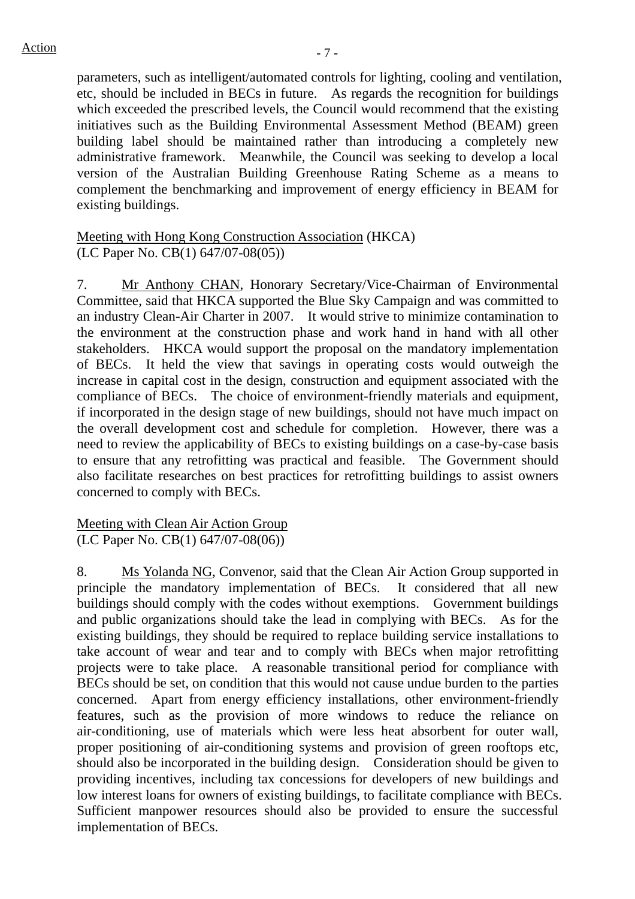parameters, such as intelligent/automated controls for lighting, cooling and ventilation, etc, should be included in BECs in future. As regards the recognition for buildings which exceeded the prescribed levels, the Council would recommend that the existing initiatives such as the Building Environmental Assessment Method (BEAM) green building label should be maintained rather than introducing a completely new administrative framework. Meanwhile, the Council was seeking to develop a local version of the Australian Building Greenhouse Rating Scheme as a means to complement the benchmarking and improvement of energy efficiency in BEAM for existing buildings.

Meeting with Hong Kong Construction Association (HKCA)
(LC Paper No. CB(1) 647/07-08(05))

7. Mr Anthony CHAN, Honorary Secretary/Vice-Chairman of Environmental Committee, said that HKCA supported the Blue Sky Campaign and was committed to an industry Clean-Air Charter in 2007. It would strive to minimize contamination to the environment at the construction phase and work hand in hand with all other stakeholders. HKCA would support the proposal on the mandatory implementation of BECs. It held the view that savings in operating costs would outweigh the increase in capital cost in the design, construction and equipment associated with the compliance of BECs. The choice of environment-friendly materials and equipment, if incorporated in the design stage of new buildings, should not have much impact on the overall development cost and schedule for completion. However, there was a need to review the applicability of BECs to existing buildings on a case-by-case basis to ensure that any retrofitting was practical and feasible. The Government should also facilitate researches on best practices for retrofitting buildings to assist owners concerned to comply with BECs.

Meeting with Clean Air Action Group
(LC Paper No. CB(1) 647/07-08(06))

8. Ms Yolanda NG, Convenor, said that the Clean Air Action Group supported in principle the mandatory implementation of BECs. It considered that all new buildings should comply with the codes without exemptions. Government buildings and public organizations should take the lead in complying with BECs. As for the existing buildings, they should be required to replace building service installations to take account of wear and tear and to comply with BECs when major retrofitting projects were to take place. A reasonable transitional period for compliance with BECs should be set, on condition that this would not cause undue burden to the parties concerned. Apart from energy efficiency installations, other environment-friendly features, such as the provision of more windows to reduce the reliance on air-conditioning, use of materials which were less heat absorbent for outer wall, proper positioning of air-conditioning systems and provision of green rooftops etc, should also be incorporated in the building design. Consideration should be given to providing incentives, including tax concessions for developers of new buildings and low interest loans for owners of existing buildings, to facilitate compliance with BECs. Sufficient manpower resources should also be provided to ensure the successful implementation of BECs.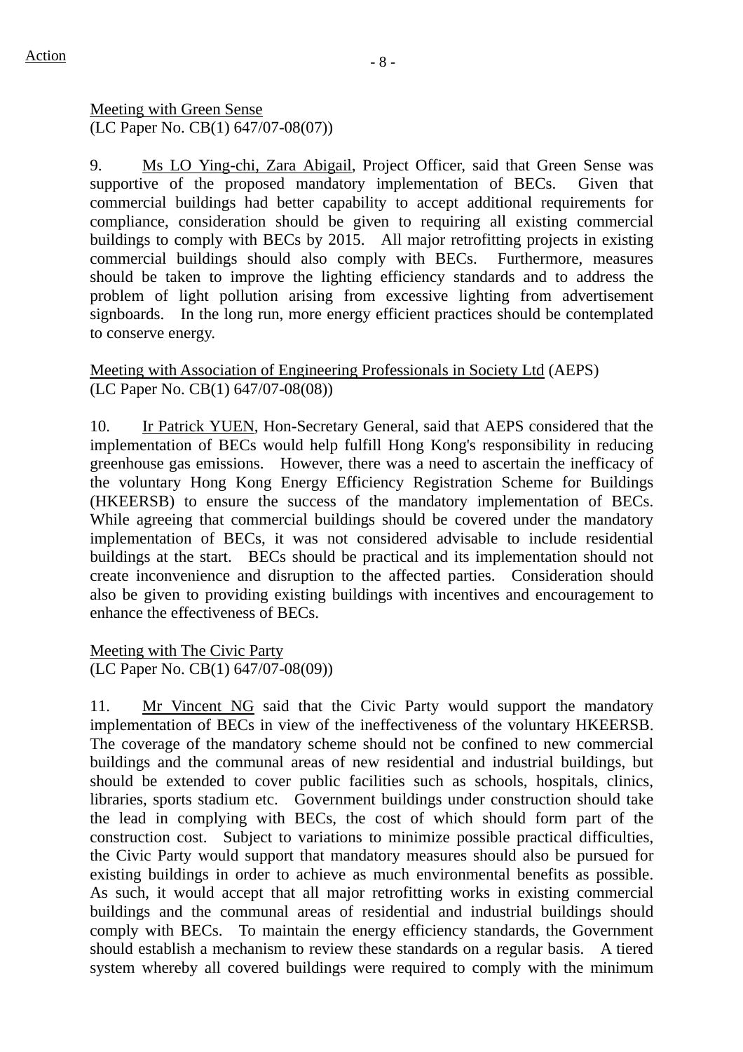Meeting with Green Sense
(LC Paper No. CB(1) 647/07-08(07))

9. Ms LO Ying-chi, Zara Abigail, Project Officer, said that Green Sense was supportive of the proposed mandatory implementation of BECs. Given that commercial buildings had better capability to accept additional requirements for compliance, consideration should be given to requiring all existing commercial buildings to comply with BECs by 2015. All major retrofitting projects in existing commercial buildings should also comply with BECs. Furthermore, measures should be taken to improve the lighting efficiency standards and to address the problem of light pollution arising from excessive lighting from advertisement signboards. In the long run, more energy efficient practices should be contemplated to conserve energy.

Meeting with Association of Engineering Professionals in Society Ltd (AEPS)
(LC Paper No. CB(1) 647/07-08(08))

10. Ir Patrick YUEN, Hon-Secretary General, said that AEPS considered that the implementation of BECs would help fulfill Hong Kong's responsibility in reducing greenhouse gas emissions. However, there was a need to ascertain the inefficacy of the voluntary Hong Kong Energy Efficiency Registration Scheme for Buildings (HKEERSB) to ensure the success of the mandatory implementation of BECs. While agreeing that commercial buildings should be covered under the mandatory implementation of BECs, it was not considered advisable to include residential buildings at the start. BECs should be practical and its implementation should not create inconvenience and disruption to the affected parties. Consideration should also be given to providing existing buildings with incentives and encouragement to enhance the effectiveness of BECs.

Meeting with The Civic Party
(LC Paper No. CB(1) 647/07-08(09))

11. Mr Vincent NG said that the Civic Party would support the mandatory implementation of BECs in view of the ineffectiveness of the voluntary HKEERSB. The coverage of the mandatory scheme should not be confined to new commercial buildings and the communal areas of new residential and industrial buildings, but should be extended to cover public facilities such as schools, hospitals, clinics, libraries, sports stadium etc. Government buildings under construction should take the lead in complying with BECs, the cost of which should form part of the construction cost. Subject to variations to minimize possible practical difficulties, the Civic Party would support that mandatory measures should also be pursued for existing buildings in order to achieve as much environmental benefits as possible. As such, it would accept that all major retrofitting works in existing commercial buildings and the communal areas of residential and industrial buildings should comply with BECs. To maintain the energy efficiency standards, the Government should establish a mechanism to review these standards on a regular basis. A tiered system whereby all covered buildings were required to comply with the minimum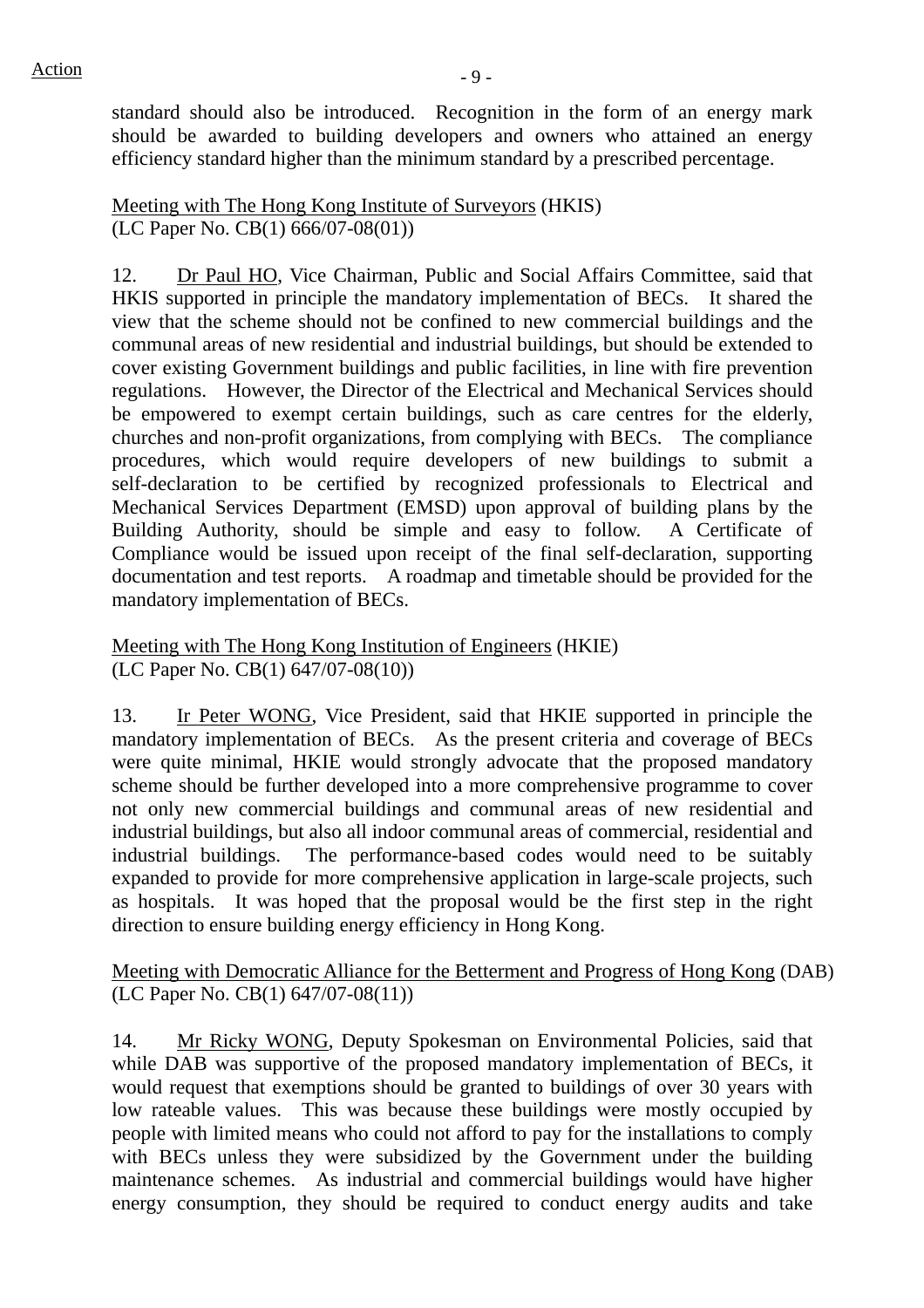standard should also be introduced. Recognition in the form of an energy mark should be awarded to building developers and owners who attained an energy efficiency standard higher than the minimum standard by a prescribed percentage.

<u>Meeting with The Hong Kong Institute of Surveyors</u> (HKIS)
(LC Paper No. CB(1) 666/07-08(01))

12. <u>Dr Paul HO</u>, Vice Chairman, Public and Social Affairs Committee, said that HKIS supported in principle the mandatory implementation of BECs. It shared the view that the scheme should not be confined to new commercial buildings and the communal areas of new residential and industrial buildings, but should be extended to cover existing Government buildings and public facilities, in line with fire prevention regulations. However, the Director of the Electrical and Mechanical Services should be empowered to exempt certain buildings, such as care centres for the elderly, churches and non-profit organizations, from complying with BECs. The compliance procedures, which would require developers of new buildings to submit a self-declaration to be certified by recognized professionals to Electrical and Mechanical Services Department (EMSD) upon approval of building plans by the Building Authority, should be simple and easy to follow. A Certificate of Compliance would be issued upon receipt of the final self-declaration, supporting documentation and test reports. A roadmap and timetable should be provided for the mandatory implementation of BECs.

<u>Meeting with The Hong Kong Institution of Engineers</u> (HKIE)
(LC Paper No. CB(1) 647/07-08(10))

13. <u>Ir Peter WONG</u>, Vice President, said that HKIE supported in principle the mandatory implementation of BECs. As the present criteria and coverage of BECs were quite minimal, HKIE would strongly advocate that the proposed mandatory scheme should be further developed into a more comprehensive programme to cover not only new commercial buildings and communal areas of new residential and industrial buildings, but also all indoor communal areas of commercial, residential and industrial buildings. The performance-based codes would need to be suitably expanded to provide for more comprehensive application in large-scale projects, such as hospitals. It was hoped that the proposal would be the first step in the right direction to ensure building energy efficiency in Hong Kong.

<u>Meeting with Democratic Alliance for the Betterment and Progress of Hong Kong</u> (DAB)
(LC Paper No. CB(1) 647/07-08(11))

14. <u>Mr Ricky WONG</u>, Deputy Spokesman on Environmental Policies, said that while DAB was supportive of the proposed mandatory implementation of BECs, it would request that exemptions should be granted to buildings of over 30 years with low rateable values. This was because these buildings were mostly occupied by people with limited means who could not afford to pay for the installations to comply with BECs unless they were subsidized by the Government under the building maintenance schemes. As industrial and commercial buildings would have higher energy consumption, they should be required to conduct energy audits and take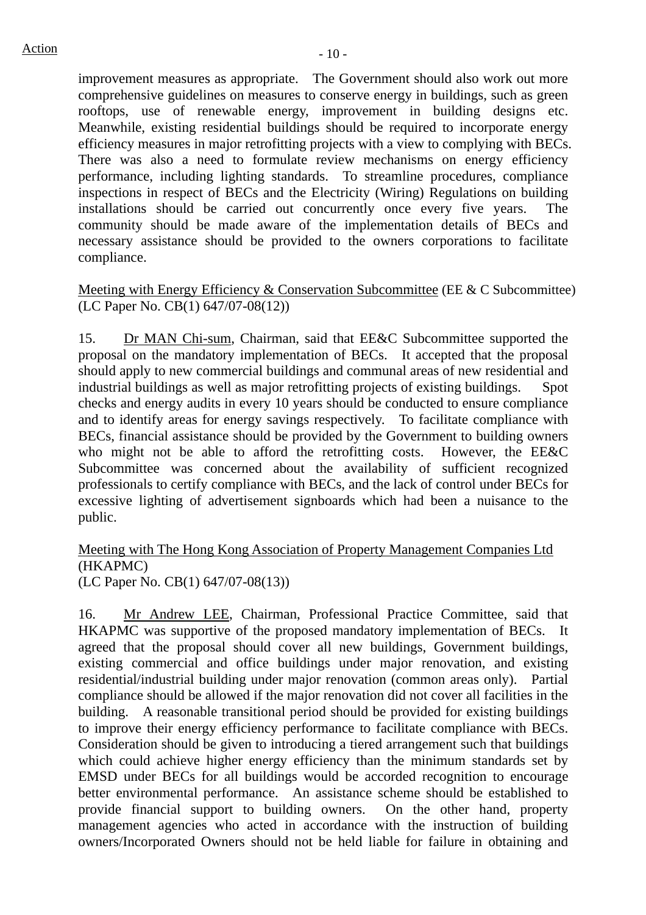improvement measures as appropriate. The Government should also work out more comprehensive guidelines on measures to conserve energy in buildings, such as green rooftops, use of renewable energy, improvement in building designs etc. Meanwhile, existing residential buildings should be required to incorporate energy efficiency measures in major retrofitting projects with a view to complying with BECs. There was also a need to formulate review mechanisms on energy efficiency performance, including lighting standards. To streamline procedures, compliance inspections in respect of BECs and the Electricity (Wiring) Regulations on building installations should be carried out concurrently once every five years. The community should be made aware of the implementation details of BECs and necessary assistance should be provided to the owners corporations to facilitate compliance.

Meeting with Energy Efficiency & Conservation Subcommittee (EE & C Subcommittee)
(LC Paper No. CB(1) 647/07-08(12))

15. Dr MAN Chi-sum, Chairman, said that EE&C Subcommittee supported the proposal on the mandatory implementation of BECs. It accepted that the proposal should apply to new commercial buildings and communal areas of new residential and industrial buildings as well as major retrofitting projects of existing buildings. Spot checks and energy audits in every 10 years should be conducted to ensure compliance and to identify areas for energy savings respectively. To facilitate compliance with BECs, financial assistance should be provided by the Government to building owners who might not be able to afford the retrofitting costs. However, the EE&C Subcommittee was concerned about the availability of sufficient recognized professionals to certify compliance with BECs, and the lack of control under BECs for excessive lighting of advertisement signboards which had been a nuisance to the public.

Meeting with The Hong Kong Association of Property Management Companies Ltd (HKAPMC)
(LC Paper No. CB(1) 647/07-08(13))

16. Mr Andrew LEE, Chairman, Professional Practice Committee, said that HKAPMC was supportive of the proposed mandatory implementation of BECs. It agreed that the proposal should cover all new buildings, Government buildings, existing commercial and office buildings under major renovation, and existing residential/industrial building under major renovation (common areas only). Partial compliance should be allowed if the major renovation did not cover all facilities in the building. A reasonable transitional period should be provided for existing buildings to improve their energy efficiency performance to facilitate compliance with BECs. Consideration should be given to introducing a tiered arrangement such that buildings which could achieve higher energy efficiency than the minimum standards set by EMSD under BECs for all buildings would be accorded recognition to encourage better environmental performance. An assistance scheme should be established to provide financial support to building owners. On the other hand, property management agencies who acted in accordance with the instruction of building owners/Incorporated Owners should not be held liable for failure in obtaining and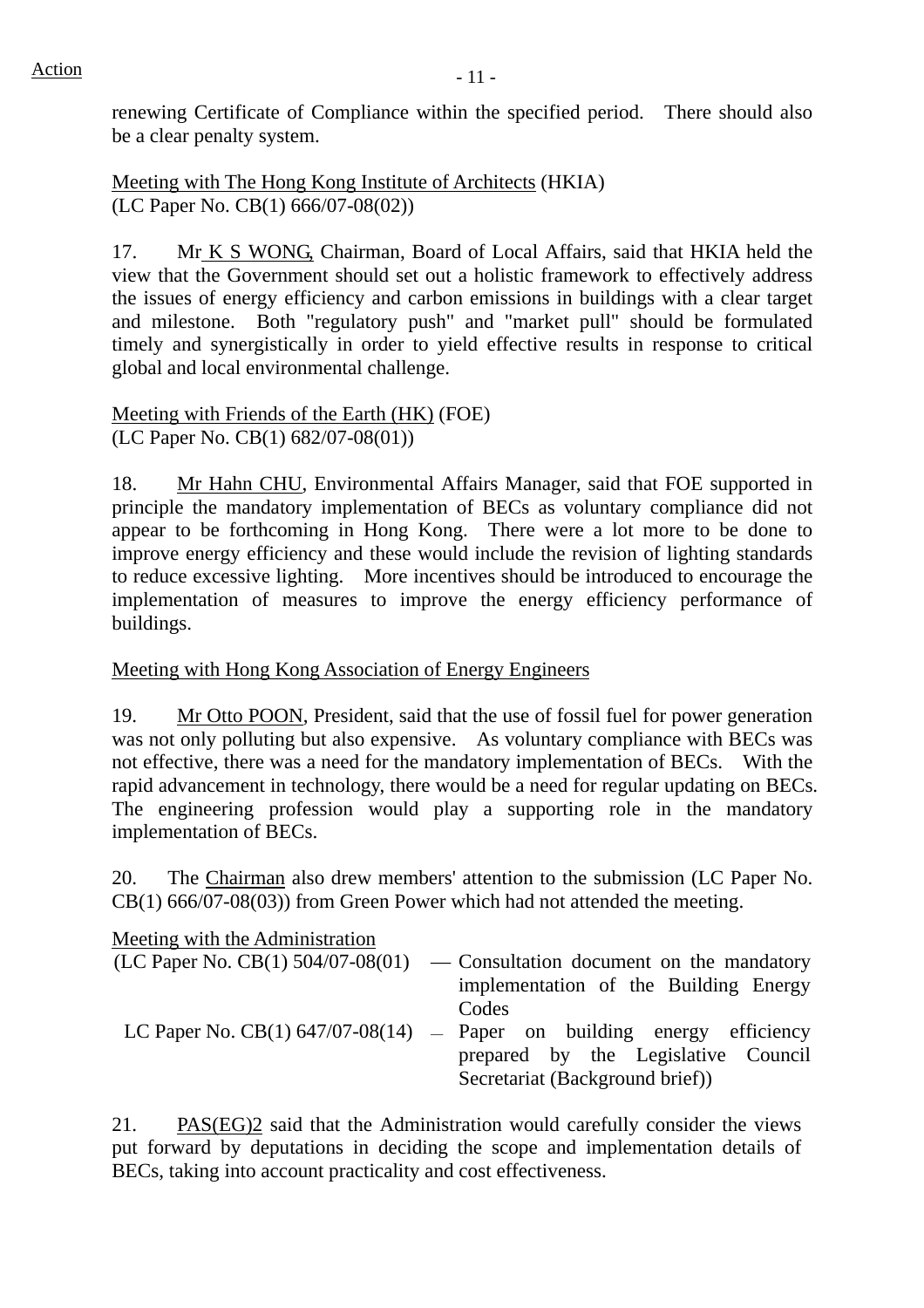Action

renewing Certificate of Compliance within the specified period. There should also be a clear penalty system.

Meeting with The Hong Kong Institute of Architects (HKIA)
(LC Paper No. CB(1) 666/07-08(02))

17. Mr K S WONG, Chairman, Board of Local Affairs, said that HKIA held the view that the Government should set out a holistic framework to effectively address the issues of energy efficiency and carbon emissions in buildings with a clear target and milestone. Both "regulatory push" and "market pull" should be formulated timely and synergistically in order to yield effective results in response to critical global and local environmental challenge.

Meeting with Friends of the Earth (HK) (FOE)
(LC Paper No. CB(1) 682/07-08(01))

18. Mr Hahn CHU, Environmental Affairs Manager, said that FOE supported in principle the mandatory implementation of BECs as voluntary compliance did not appear to be forthcoming in Hong Kong. There were a lot more to be done to improve energy efficiency and these would include the revision of lighting standards to reduce excessive lighting. More incentives should be introduced to encourage the implementation of measures to improve the energy efficiency performance of buildings.

Meeting with Hong Kong Association of Energy Engineers

19. Mr Otto POON, President, said that the use of fossil fuel for power generation was not only polluting but also expensive. As voluntary compliance with BECs was not effective, there was a need for the mandatory implementation of BECs. With the rapid advancement in technology, there would be a need for regular updating on BECs. The engineering profession would play a supporting role in the mandatory implementation of BECs.

20. The Chairman also drew members' attention to the submission (LC Paper No. CB(1) 666/07-08(03)) from Green Power which had not attended the meeting.

Meeting with the Administration

(LC Paper No. CB(1) 504/07-08(01) — Consultation document on the mandatory implementation of the Building Energy Codes

LC Paper No. CB(1) 647/07-08(14) — Paper on building energy efficiency prepared by the Legislative Council Secretariat (Background brief))

21. PAS(EG)2 said that the Administration would carefully consider the views put forward by deputations in deciding the scope and implementation details of BECs, taking into account practicality and cost effectiveness.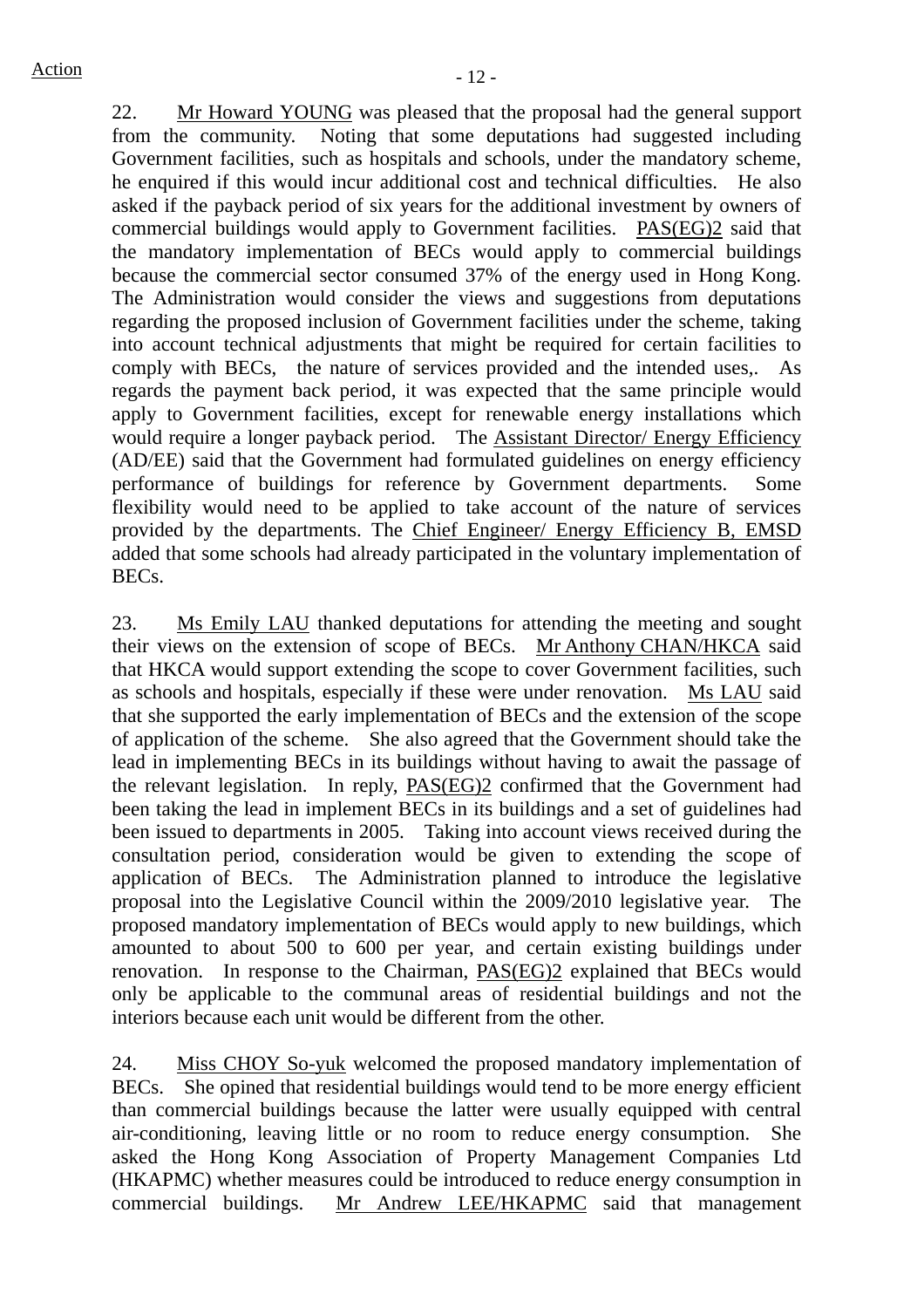Action

22. Mr Howard YOUNG was pleased that the proposal had the general support from the community. Noting that some deputations had suggested including Government facilities, such as hospitals and schools, under the mandatory scheme, he enquired if this would incur additional cost and technical difficulties. He also asked if the payback period of six years for the additional investment by owners of commercial buildings would apply to Government facilities. PAS(EG)2 said that the mandatory implementation of BECs would apply to commercial buildings because the commercial sector consumed 37% of the energy used in Hong Kong. The Administration would consider the views and suggestions from deputations regarding the proposed inclusion of Government facilities under the scheme, taking into account technical adjustments that might be required for certain facilities to comply with BECs, the nature of services provided and the intended uses,. As regards the payment back period, it was expected that the same principle would apply to Government facilities, except for renewable energy installations which would require a longer payback period. The Assistant Director/ Energy Efficiency (AD/EE) said that the Government had formulated guidelines on energy efficiency performance of buildings for reference by Government departments. Some flexibility would need to be applied to take account of the nature of services provided by the departments. The Chief Engineer/ Energy Efficiency B, EMSD added that some schools had already participated in the voluntary implementation of BECs.

23. Ms Emily LAU thanked deputations for attending the meeting and sought their views on the extension of scope of BECs. Mr Anthony CHAN/HKCA said that HKCA would support extending the scope to cover Government facilities, such as schools and hospitals, especially if these were under renovation. Ms LAU said that she supported the early implementation of BECs and the extension of the scope of application of the scheme. She also agreed that the Government should take the lead in implementing BECs in its buildings without having to await the passage of the relevant legislation. In reply, PAS(EG)2 confirmed that the Government had been taking the lead in implement BECs in its buildings and a set of guidelines had been issued to departments in 2005. Taking into account views received during the consultation period, consideration would be given to extending the scope of application of BECs. The Administration planned to introduce the legislative proposal into the Legislative Council within the 2009/2010 legislative year. The proposed mandatory implementation of BECs would apply to new buildings, which amounted to about 500 to 600 per year, and certain existing buildings under renovation. In response to the Chairman, PAS(EG)2 explained that BECs would only be applicable to the communal areas of residential buildings and not the interiors because each unit would be different from the other.

24. Miss CHOY So-yuk welcomed the proposed mandatory implementation of BECs. She opined that residential buildings would tend to be more energy efficient than commercial buildings because the latter were usually equipped with central air-conditioning, leaving little or no room to reduce energy consumption. She asked the Hong Kong Association of Property Management Companies Ltd (HKAPMC) whether measures could be introduced to reduce energy consumption in commercial buildings. Mr Andrew LEE/HKAPMC said that management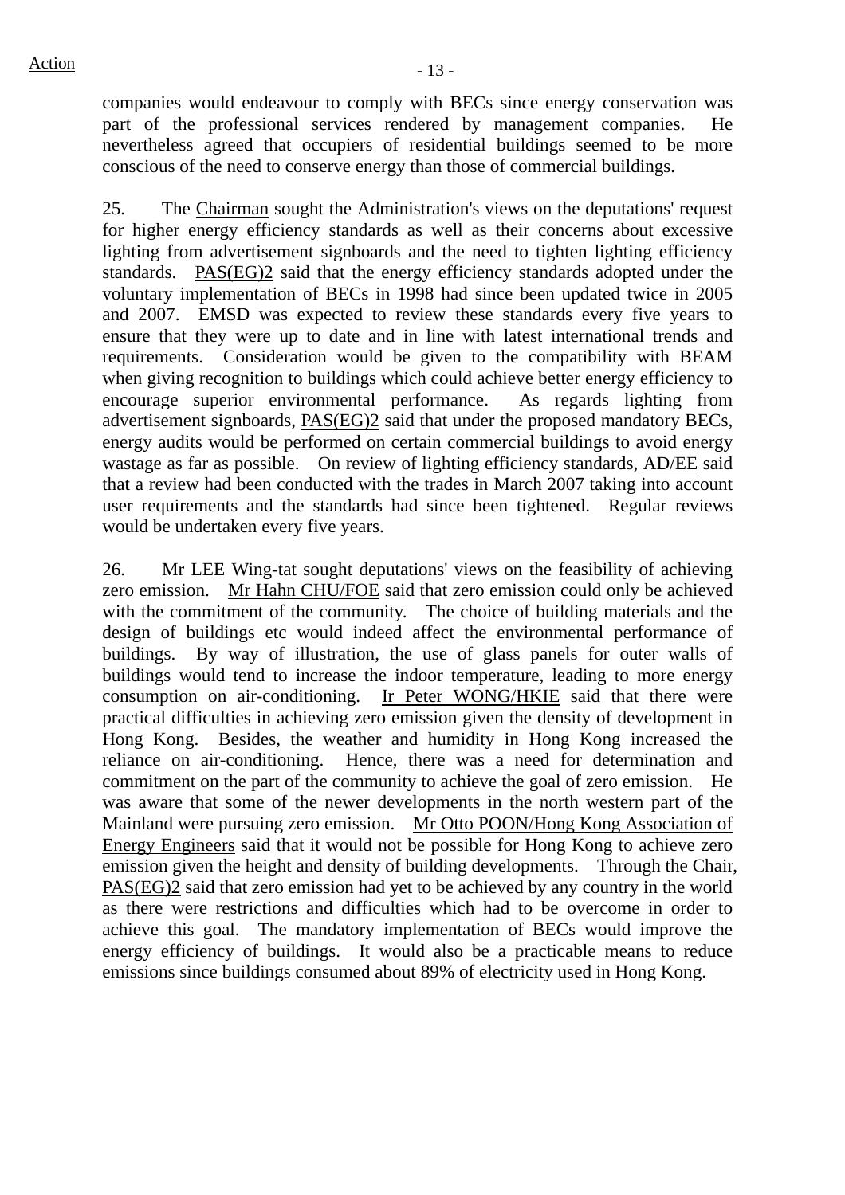Action

companies would endeavour to comply with BECs since energy conservation was part of the professional services rendered by management companies. He nevertheless agreed that occupiers of residential buildings seemed to be more conscious of the need to conserve energy than those of commercial buildings.

25. The Chairman sought the Administration's views on the deputations' request for higher energy efficiency standards as well as their concerns about excessive lighting from advertisement signboards and the need to tighten lighting efficiency standards. PAS(EG)2 said that the energy efficiency standards adopted under the voluntary implementation of BECs in 1998 had since been updated twice in 2005 and 2007. EMSD was expected to review these standards every five years to ensure that they were up to date and in line with latest international trends and requirements. Consideration would be given to the compatibility with BEAM when giving recognition to buildings which could achieve better energy efficiency to encourage superior environmental performance. As regards lighting from advertisement signboards, PAS(EG)2 said that under the proposed mandatory BECs, energy audits would be performed on certain commercial buildings to avoid energy wastage as far as possible. On review of lighting efficiency standards, AD/EE said that a review had been conducted with the trades in March 2007 taking into account user requirements and the standards had since been tightened. Regular reviews would be undertaken every five years.

26. Mr LEE Wing-tat sought deputations' views on the feasibility of achieving zero emission. Mr Hahn CHU/FOE said that zero emission could only be achieved with the commitment of the community. The choice of building materials and the design of buildings etc would indeed affect the environmental performance of buildings. By way of illustration, the use of glass panels for outer walls of buildings would tend to increase the indoor temperature, leading to more energy consumption on air-conditioning. Ir Peter WONG/HKIE said that there were practical difficulties in achieving zero emission given the density of development in Hong Kong. Besides, the weather and humidity in Hong Kong increased the reliance on air-conditioning. Hence, there was a need for determination and commitment on the part of the community to achieve the goal of zero emission. He was aware that some of the newer developments in the north western part of the Mainland were pursuing zero emission. Mr Otto POON/Hong Kong Association of Energy Engineers said that it would not be possible for Hong Kong to achieve zero emission given the height and density of building developments. Through the Chair, PAS(EG)2 said that zero emission had yet to be achieved by any country in the world as there were restrictions and difficulties which had to be overcome in order to achieve this goal. The mandatory implementation of BECs would improve the energy efficiency of buildings. It would also be a practicable means to reduce emissions since buildings consumed about 89% of electricity used in Hong Kong.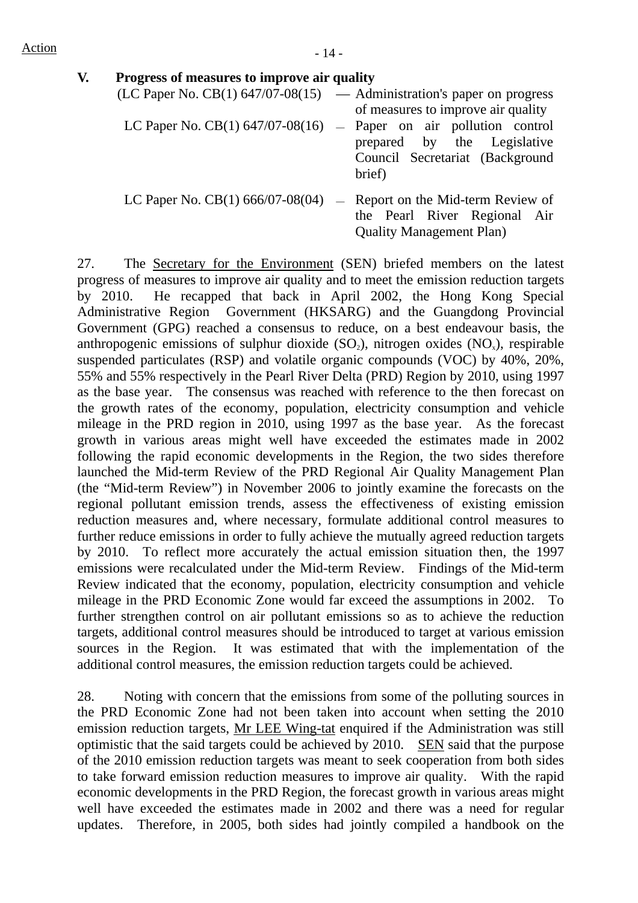Action

## V. Progress of measures to improve air quality

(LC Paper No. CB(1) 647/07-08(15) — Administration's paper on progress of measures to improve air quality

LC Paper No. CB(1) 647/07-08(16) — Paper on air pollution control prepared by the Legislative Council Secretariat (Background brief)

LC Paper No. CB(1) 666/07-08(04) — Report on the Mid-term Review of the Pearl River Regional Air Quality Management Plan)

27. The Secretary for the Environment (SEN) briefed members on the latest progress of measures to improve air quality and to meet the emission reduction targets by 2010. He recapped that back in April 2002, the Hong Kong Special Administrative Region Government (HKSARG) and the Guangdong Provincial Government (GPG) reached a consensus to reduce, on a best endeavour basis, the anthropogenic emissions of sulphur dioxide ($SO_2$), nitrogen oxides ($NO_x$), respirable suspended particulates (RSP) and volatile organic compounds (VOC) by 40%, 20%, 55% and 55% respectively in the Pearl River Delta (PRD) Region by 2010, using 1997 as the base year. The consensus was reached with reference to the then forecast on the growth rates of the economy, population, electricity consumption and vehicle mileage in the PRD region in 2010, using 1997 as the base year. As the forecast growth in various areas might well have exceeded the estimates made in 2002 following the rapid economic developments in the Region, the two sides therefore launched the Mid-term Review of the PRD Regional Air Quality Management Plan (the "Mid-term Review") in November 2006 to jointly examine the forecasts on the regional pollutant emission trends, assess the effectiveness of existing emission reduction measures and, where necessary, formulate additional control measures to further reduce emissions in order to fully achieve the mutually agreed reduction targets by 2010. To reflect more accurately the actual emission situation then, the 1997 emissions were recalculated under the Mid-term Review. Findings of the Mid-term Review indicated that the economy, population, electricity consumption and vehicle mileage in the PRD Economic Zone would far exceed the assumptions in 2002. To further strengthen control on air pollutant emissions so as to achieve the reduction targets, additional control measures should be introduced to target at various emission sources in the Region. It was estimated that with the implementation of the additional control measures, the emission reduction targets could be achieved.

28. Noting with concern that the emissions from some of the polluting sources in the PRD Economic Zone had not been taken into account when setting the 2010 emission reduction targets, Mr LEE Wing-tat enquired if the Administration was still optimistic that the said targets could be achieved by 2010. SEN said that the purpose of the 2010 emission reduction targets was meant to seek cooperation from both sides to take forward emission reduction measures to improve air quality. With the rapid economic developments in the PRD Region, the forecast growth in various areas might well have exceeded the estimates made in 2002 and there was a need for regular updates. Therefore, in 2005, both sides had jointly compiled a handbook on the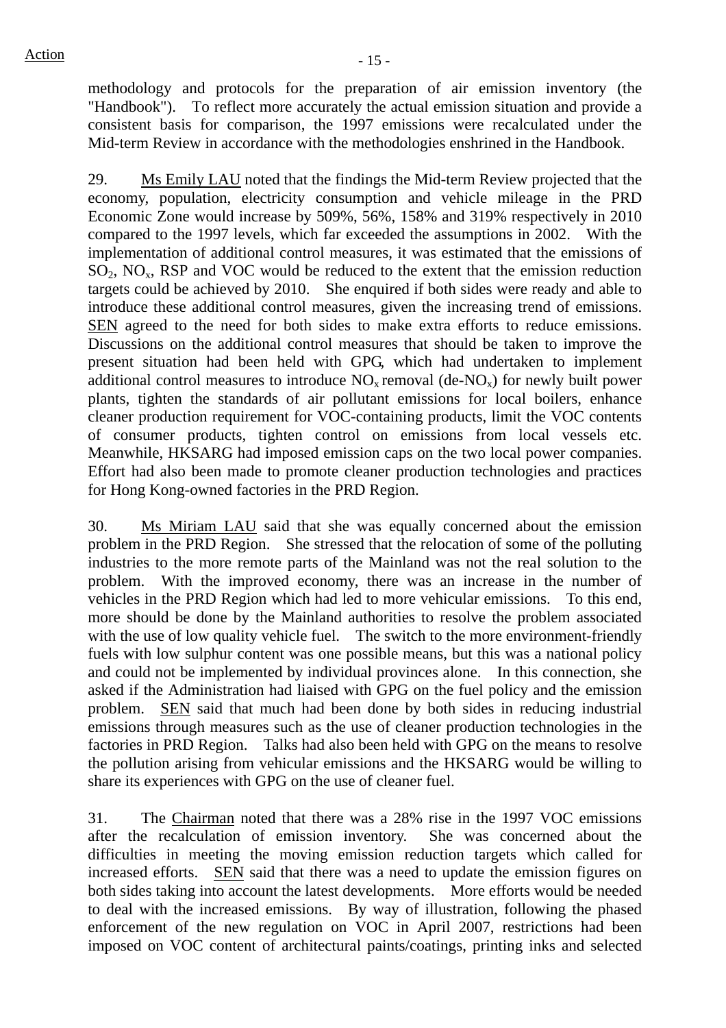methodology and protocols for the preparation of air emission inventory (the "Handbook"). To reflect more accurately the actual emission situation and provide a consistent basis for comparison, the 1997 emissions were recalculated under the Mid-term Review in accordance with the methodologies enshrined in the Handbook.

29. Ms Emily LAU noted that the findings the Mid-term Review projected that the economy, population, electricity consumption and vehicle mileage in the PRD Economic Zone would increase by 509%, 56%, 158% and 319% respectively in 2010 compared to the 1997 levels, which far exceeded the assumptions in 2002. With the implementation of additional control measures, it was estimated that the emissions of $SO_2$, $NO_x$, RSP and VOC would be reduced to the extent that the emission reduction targets could be achieved by 2010. She enquired if both sides were ready and able to introduce these additional control measures, given the increasing trend of emissions. SEN agreed to the need for both sides to make extra efforts to reduce emissions. Discussions on the additional control measures that should be taken to improve the present situation had been held with GPG, which had undertaken to implement additional control measures to introduce $NO_x$ removal (de-$NO_x$) for newly built power plants, tighten the standards of air pollutant emissions for local boilers, enhance cleaner production requirement for VOC-containing products, limit the VOC contents of consumer products, tighten control on emissions from local vessels etc. Meanwhile, HKSARG had imposed emission caps on the two local power companies. Effort had also been made to promote cleaner production technologies and practices for Hong Kong-owned factories in the PRD Region.

30. Ms Miriam LAU said that she was equally concerned about the emission problem in the PRD Region. She stressed that the relocation of some of the polluting industries to the more remote parts of the Mainland was not the real solution to the problem. With the improved economy, there was an increase in the number of vehicles in the PRD Region which had led to more vehicular emissions. To this end, more should be done by the Mainland authorities to resolve the problem associated with the use of low quality vehicle fuel. The switch to the more environment-friendly fuels with low sulphur content was one possible means, but this was a national policy and could not be implemented by individual provinces alone. In this connection, she asked if the Administration had liaised with GPG on the fuel policy and the emission problem. SEN said that much had been done by both sides in reducing industrial emissions through measures such as the use of cleaner production technologies in the factories in PRD Region. Talks had also been held with GPG on the means to resolve the pollution arising from vehicular emissions and the HKSARG would be willing to share its experiences with GPG on the use of cleaner fuel.

31. The Chairman noted that there was a 28% rise in the 1997 VOC emissions after the recalculation of emission inventory. She was concerned about the difficulties in meeting the moving emission reduction targets which called for increased efforts. SEN said that there was a need to update the emission figures on both sides taking into account the latest developments. More efforts would be needed to deal with the increased emissions. By way of illustration, following the phased enforcement of the new regulation on VOC in April 2007, restrictions had been imposed on VOC content of architectural paints/coatings, printing inks and selected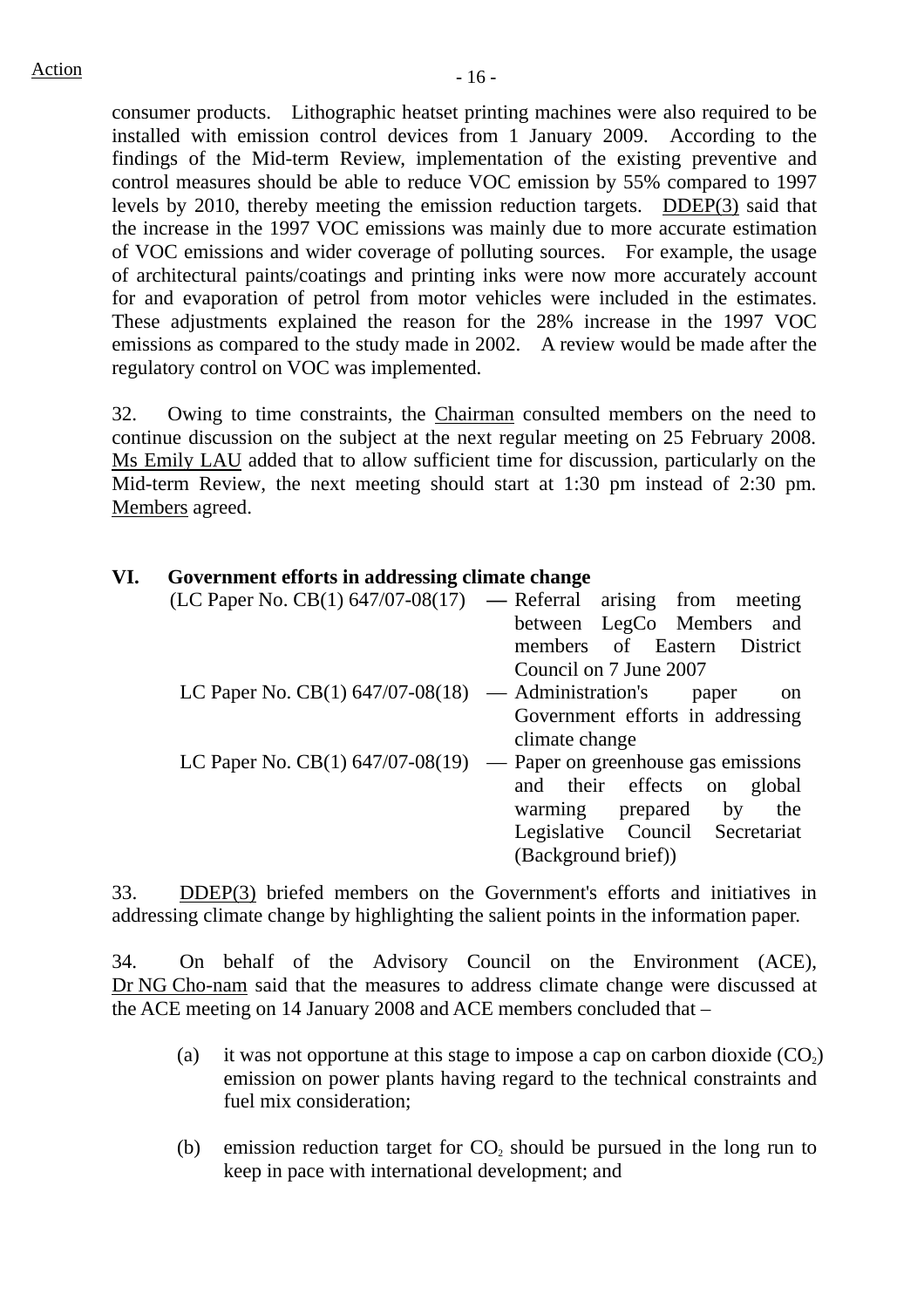consumer products. Lithographic heatset printing machines were also required to be installed with emission control devices from 1 January 2009. According to the findings of the Mid-term Review, implementation of the existing preventive and control measures should be able to reduce VOC emission by 55% compared to 1997 levels by 2010, thereby meeting the emission reduction targets. DDEP(3) said that the increase in the 1997 VOC emissions was mainly due to more accurate estimation of VOC emissions and wider coverage of polluting sources. For example, the usage of architectural paints/coatings and printing inks were now more accurately account for and evaporation of petrol from motor vehicles were included in the estimates. These adjustments explained the reason for the 28% increase in the 1997 VOC emissions as compared to the study made in 2002. A review would be made after the regulatory control on VOC was implemented.

32. Owing to time constraints, the Chairman consulted members on the need to continue discussion on the subject at the next regular meeting on 25 February 2008. Ms Emily LAU added that to allow sufficient time for discussion, particularly on the Mid-term Review, the next meeting should start at 1:30 pm instead of 2:30 pm. Members agreed.

## VI. Government efforts in addressing climate change

(LC Paper No. CB(1) 647/07-08(17) — Referral arising from meeting between LegCo Members and members of Eastern District Council on 7 June 2007

LC Paper No. CB(1) 647/07-08(18) — Administration's paper on Government efforts in addressing climate change

LC Paper No. CB(1) 647/07-08(19) — Paper on greenhouse gas emissions and their effects on global warming prepared by the Legislative Council Secretariat (Background brief))

33. DDEP(3) briefed members on the Government's efforts and initiatives in addressing climate change by highlighting the salient points in the information paper.

34. On behalf of the Advisory Council on the Environment (ACE), Dr NG Cho-nam said that the measures to address climate change were discussed at the ACE meeting on 14 January 2008 and ACE members concluded that –

(a) it was not opportune at this stage to impose a cap on carbon dioxide ($CO_2$) emission on power plants having regard to the technical constraints and fuel mix consideration;

(b) emission reduction target for $CO_2$ should be pursued in the long run to keep in pace with international development; and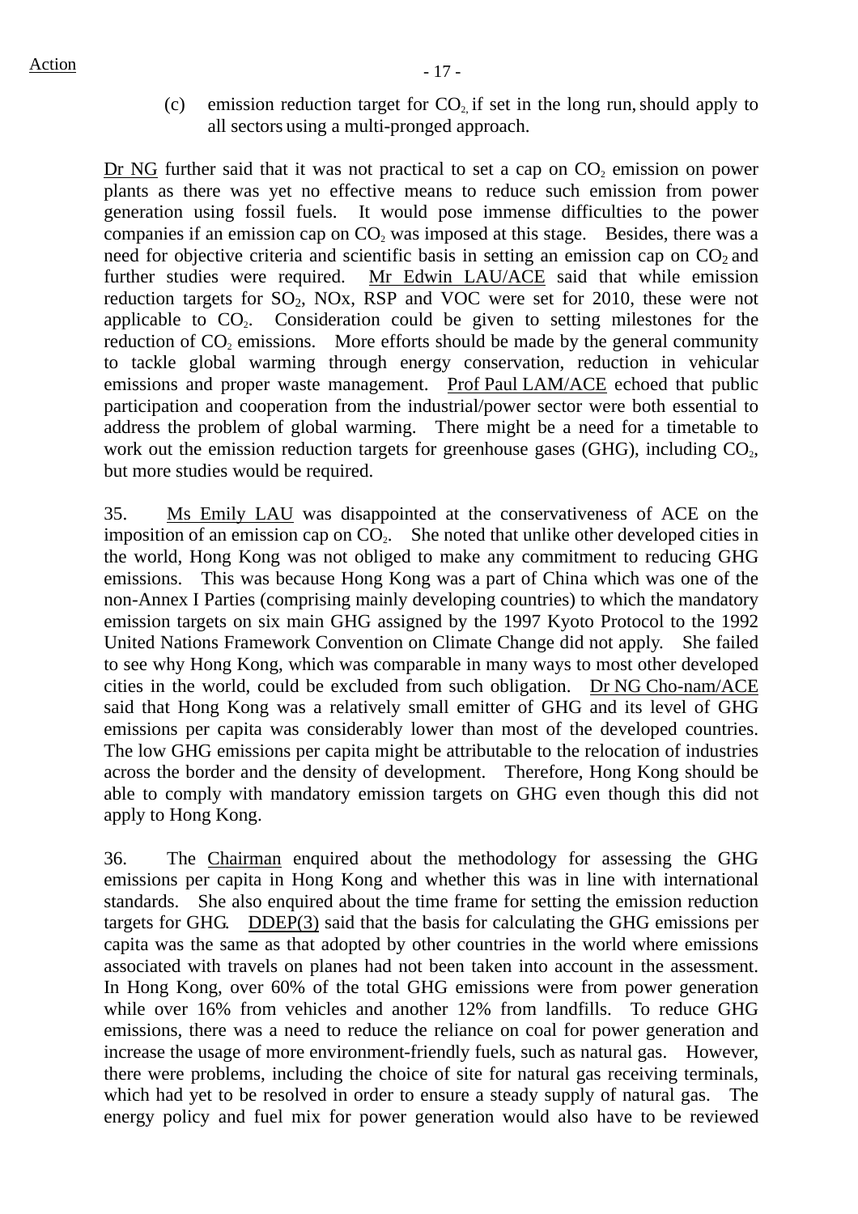Action

(c) emission reduction target for $CO_2$ if set in the long run, should apply to all sectors using a multi-pronged approach.

Dr NG further said that it was not practical to set a cap on $CO_2$ emission on power plants as there was yet no effective means to reduce such emission from power generation using fossil fuels. It would pose immense difficulties to the power companies if an emission cap on $CO_2$ was imposed at this stage. Besides, there was a need for objective criteria and scientific basis in setting an emission cap on $CO_2$ and further studies were required. Mr Edwin LAU/ACE said that while emission reduction targets for $SO_2$, NOx, RSP and VOC were set for 2010, these were not applicable to $CO_2$. Consideration could be given to setting milestones for the reduction of $CO_2$ emissions. More efforts should be made by the general community to tackle global warming through energy conservation, reduction in vehicular emissions and proper waste management. Prof Paul LAM/ACE echoed that public participation and cooperation from the industrial/power sector were both essential to address the problem of global warming. There might be a need for a timetable to work out the emission reduction targets for greenhouse gases (GHG), including $CO_2$, but more studies would be required.

35. Ms Emily LAU was disappointed at the conservativeness of ACE on the imposition of an emission cap on $CO_2$. She noted that unlike other developed cities in the world, Hong Kong was not obliged to make any commitment to reducing GHG emissions. This was because Hong Kong was a part of China which was one of the non-Annex I Parties (comprising mainly developing countries) to which the mandatory emission targets on six main GHG assigned by the 1997 Kyoto Protocol to the 1992 United Nations Framework Convention on Climate Change did not apply. She failed to see why Hong Kong, which was comparable in many ways to most other developed cities in the world, could be excluded from such obligation. Dr NG Cho-nam/ACE said that Hong Kong was a relatively small emitter of GHG and its level of GHG emissions per capita was considerably lower than most of the developed countries. The low GHG emissions per capita might be attributable to the relocation of industries across the border and the density of development. Therefore, Hong Kong should be able to comply with mandatory emission targets on GHG even though this did not apply to Hong Kong.

36. The Chairman enquired about the methodology for assessing the GHG emissions per capita in Hong Kong and whether this was in line with international standards. She also enquired about the time frame for setting the emission reduction targets for GHG. DDEP(3) said that the basis for calculating the GHG emissions per capita was the same as that adopted by other countries in the world where emissions associated with travels on planes had not been taken into account in the assessment. In Hong Kong, over 60% of the total GHG emissions were from power generation while over 16% from vehicles and another 12% from landfills. To reduce GHG emissions, there was a need to reduce the reliance on coal for power generation and increase the usage of more environment-friendly fuels, such as natural gas. However, there were problems, including the choice of site for natural gas receiving terminals, which had yet to be resolved in order to ensure a steady supply of natural gas. The energy policy and fuel mix for power generation would also have to be reviewed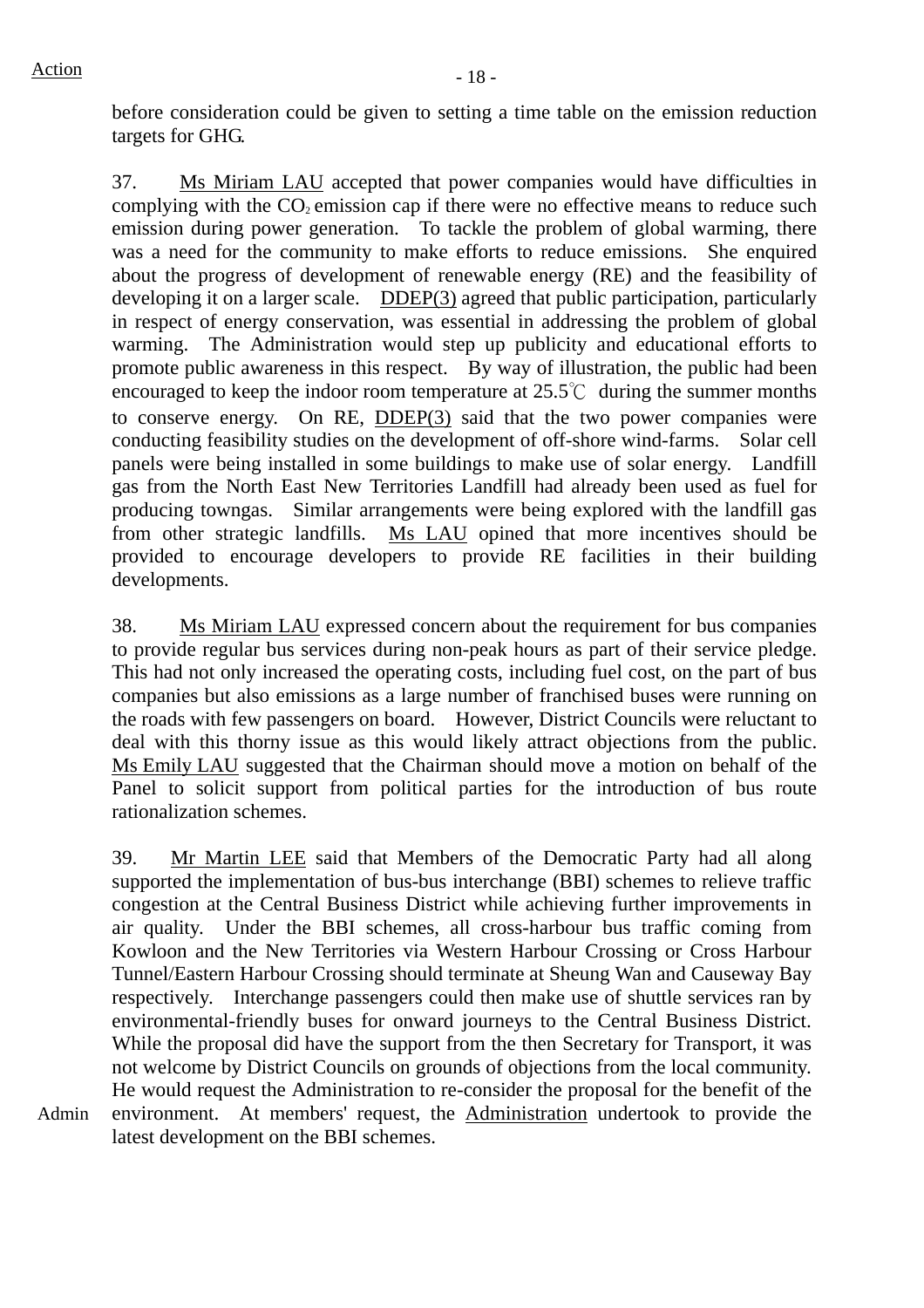before consideration could be given to setting a time table on the emission reduction targets for GHG.

37. Ms Miriam LAU accepted that power companies would have difficulties in complying with the $CO_2$ emission cap if there were no effective means to reduce such emission during power generation. To tackle the problem of global warming, there was a need for the community to make efforts to reduce emissions. She enquired about the progress of development of renewable energy (RE) and the feasibility of developing it on a larger scale. DDEP(3) agreed that public participation, particularly in respect of energy conservation, was essential in addressing the problem of global warming. The Administration would step up publicity and educational efforts to promote public awareness in this respect. By way of illustration, the public had been encouraged to keep the indoor room temperature at 25.5℃ during the summer months to conserve energy. On RE, DDEP(3) said that the two power companies were conducting feasibility studies on the development of off-shore wind-farms. Solar cell panels were being installed in some buildings to make use of solar energy. Landfill gas from the North East New Territories Landfill had already been used as fuel for producing towngas. Similar arrangements were being explored with the landfill gas from other strategic landfills. Ms LAU opined that more incentives should be provided to encourage developers to provide RE facilities in their building developments.

38. Ms Miriam LAU expressed concern about the requirement for bus companies to provide regular bus services during non-peak hours as part of their service pledge. This had not only increased the operating costs, including fuel cost, on the part of bus companies but also emissions as a large number of franchised buses were running on the roads with few passengers on board. However, District Councils were reluctant to deal with this thorny issue as this would likely attract objections from the public. Ms Emily LAU suggested that the Chairman should move a motion on behalf of the Panel to solicit support from political parties for the introduction of bus route rationalization schemes.

39. Mr Martin LEE said that Members of the Democratic Party had all along supported the implementation of bus-bus interchange (BBI) schemes to relieve traffic congestion at the Central Business District while achieving further improvements in air quality. Under the BBI schemes, all cross-harbour bus traffic coming from Kowloon and the New Territories via Western Harbour Crossing or Cross Harbour Tunnel/Eastern Harbour Crossing should terminate at Sheung Wan and Causeway Bay respectively. Interchange passengers could then make use of shuttle services ran by environmental-friendly buses for onward journeys to the Central Business District. While the proposal did have the support from the then Secretary for Transport, it was not welcome by District Councils on grounds of objections from the local community. He would request the Administration to re-consider the proposal for the benefit of the environment. At members' request, the Administration undertook to provide the latest development on the BBI schemes.

Action: Admin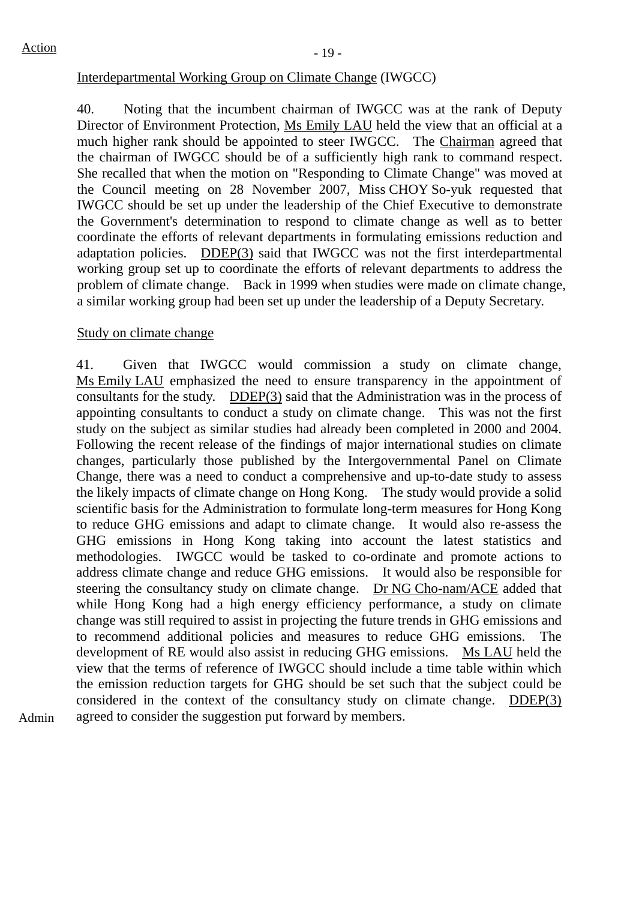Action

Interdepartmental Working Group on Climate Change (IWGCC)

40. Noting that the incumbent chairman of IWGCC was at the rank of Deputy Director of Environment Protection, Ms Emily LAU held the view that an official at a much higher rank should be appointed to steer IWGCC. The Chairman agreed that the chairman of IWGCC should be of a sufficiently high rank to command respect. She recalled that when the motion on "Responding to Climate Change" was moved at the Council meeting on 28 November 2007, Miss CHOY So-yuk requested that IWGCC should be set up under the leadership of the Chief Executive to demonstrate the Government's determination to respond to climate change as well as to better coordinate the efforts of relevant departments in formulating emissions reduction and adaptation policies. DDEP(3) said that IWGCC was not the first interdepartmental working group set up to coordinate the efforts of relevant departments to address the problem of climate change. Back in 1999 when studies were made on climate change, a similar working group had been set up under the leadership of a Deputy Secretary.

Study on climate change

41. Given that IWGCC would commission a study on climate change, Ms Emily LAU emphasized the need to ensure transparency in the appointment of consultants for the study. DDEP(3) said that the Administration was in the process of appointing consultants to conduct a study on climate change. This was not the first study on the subject as similar studies had already been completed in 2000 and 2004. Following the recent release of the findings of major international studies on climate changes, particularly those published by the Intergovernmental Panel on Climate Change, there was a need to conduct a comprehensive and up-to-date study to assess the likely impacts of climate change on Hong Kong. The study would provide a solid scientific basis for the Administration to formulate long-term measures for Hong Kong to reduce GHG emissions and adapt to climate change. It would also re-assess the GHG emissions in Hong Kong taking into account the latest statistics and methodologies. IWGCC would be tasked to co-ordinate and promote actions to address climate change and reduce GHG emissions. It would also be responsible for steering the consultancy study on climate change. Dr NG Cho-nam/ACE added that while Hong Kong had a high energy efficiency performance, a study on climate change was still required to assist in projecting the future trends in GHG emissions and to recommend additional policies and measures to reduce GHG emissions. The development of RE would also assist in reducing GHG emissions. Ms LAU held the view that the terms of reference of IWGCC should include a time table within which the emission reduction targets for GHG should be set such that the subject could be considered in the context of the consultancy study on climate change. DDEP(3) agreed to consider the suggestion put forward by members.

Admin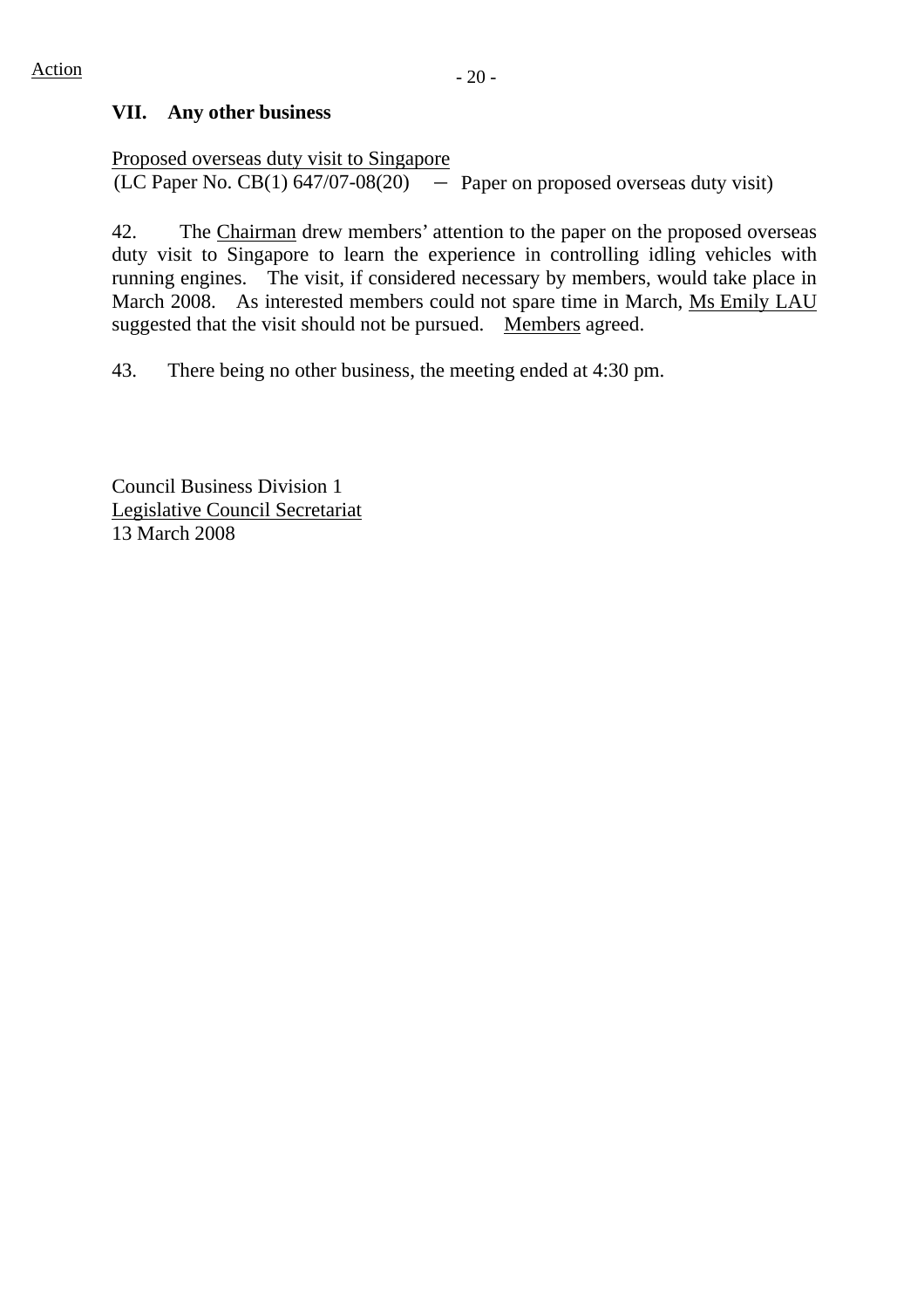Action

## VII. Any other business

Proposed overseas duty visit to Singapore
(LC Paper No. CB(1) 647/07-08(20) — Paper on proposed overseas duty visit)

42. The Chairman drew members' attention to the paper on the proposed overseas duty visit to Singapore to learn the experience in controlling idling vehicles with running engines. The visit, if considered necessary by members, would take place in March 2008. As interested members could not spare time in March, Ms Emily LAU suggested that the visit should not be pursued. Members agreed.

43. There being no other business, the meeting ended at 4:30 pm.

Council Business Division 1
Legislative Council Secretariat
13 March 2008